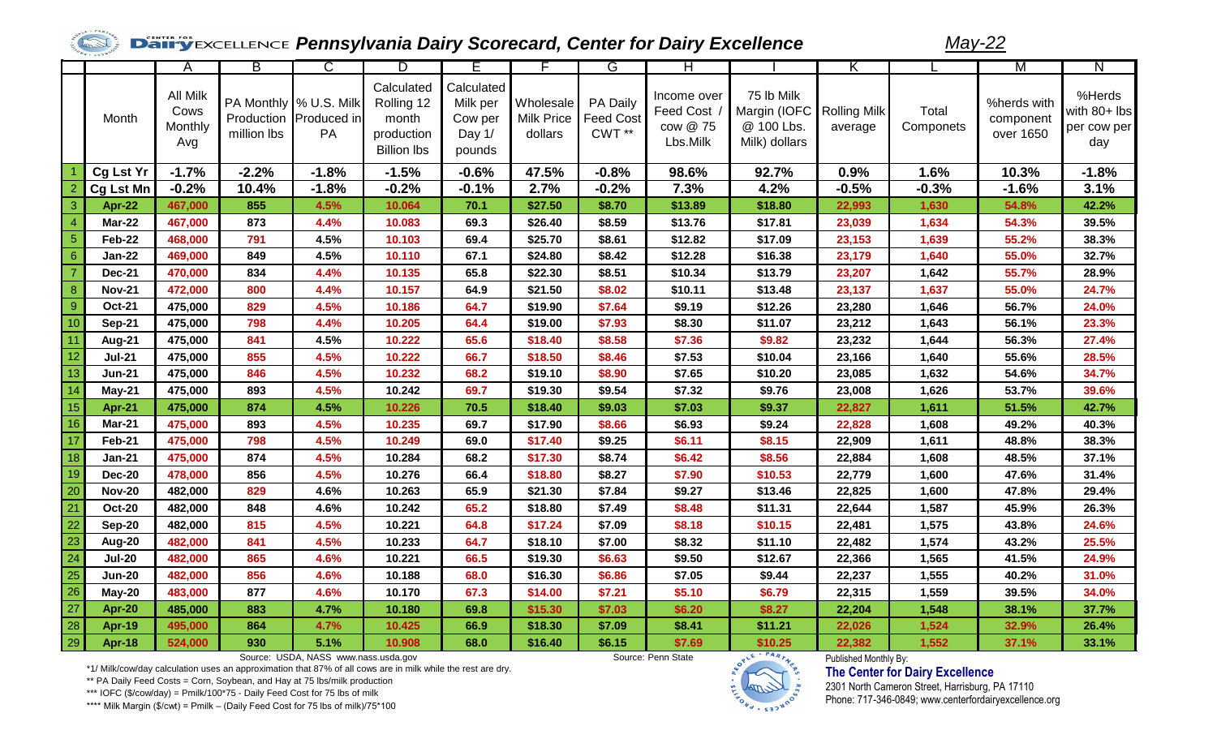# Pennsylvania Dairy Scorecard, Center for Dairy Excellence

*May-22*

| | Month | A | B | C | D | E | F | G | H | I | K | L | M | N |
|---|---|---|---|---|---|---|---|---|---|---|---|---|---|---|
| | | All Milk Cows Monthly Avg | PA Monthly Production million lbs | % U.S. Milk Produced in PA | Calculated Rolling 12 month production Billion lbs | Calculated Milk per Cow per Day 1/ pounds | Wholesale Milk Price dollars | PA Daily Feed Cost CWT ** | Income over Feed Cost / cow @ 75 Lbs.Milk | 75 lb Milk Margin (IOFC @ 100 Lbs. Milk) dollars | Rolling Milk average | Total Componets | %herds with component over 1650 | %Herds with 80+ lbs per cow per day |
| 1 | Cg Lst Yr | -1.7% | -2.2% | -1.8% | -1.5% | -0.6% | 47.5% | -0.8% | 98.6% | 92.7% | 0.9% | 1.6% | 10.3% | -1.8% |
| 2 | Cg Lst Mn | -0.2% | 10.4% | -1.8% | -0.2% | -0.1% | 2.7% | -0.2% | 7.3% | 4.2% | -0.5% | -0.3% | -1.6% | 3.1% |
| 3 | Apr-22 | 467,000 | 855 | 4.5% | 10.064 | 70.1 | $27.50 | $8.70 | $13.89 | $18.80 | 22,993 | 1,630 | 54.8% | 42.2% |
| 4 | Mar-22 | 467,000 | 873 | 4.4% | 10.083 | 69.3 | $26.40 | $8.59 | $13.76 | $17.81 | 23,039 | 1,634 | 54.3% | 39.5% |
| 5 | Feb-22 | 468,000 | 791 | 4.5% | 10.103 | 69.4 | $25.70 | $8.61 | $12.82 | $17.09 | 23,153 | 1,639 | 55.2% | 38.3% |
| 6 | Jan-22 | 469,000 | 849 | 4.5% | 10.110 | 67.1 | $24.80 | $8.42 | $12.28 | $16.38 | 23,179 | 1,640 | 55.0% | 32.7% |
| 7 | Dec-21 | 470,000 | 834 | 4.4% | 10.135 | 65.8 | $22.30 | $8.51 | $10.34 | $13.79 | 23,207 | 1,642 | 55.7% | 28.9% |
| 8 | Nov-21 | 472,000 | 800 | 4.4% | 10.157 | 64.9 | $21.50 | $8.02 | $10.11 | $13.48 | 23,137 | 1,637 | 55.0% | 24.7% |
| 9 | Oct-21 | 475,000 | 829 | 4.5% | 10.186 | 64.7 | $19.90 | $7.64 | $9.19 | $12.26 | 23,280 | 1,646 | 56.7% | 24.0% |
| 10 | Sep-21 | 475,000 | 798 | 4.4% | 10.205 | 64.4 | $19.00 | $7.93 | $8.30 | $11.07 | 23,212 | 1,643 | 56.1% | 23.3% |
| 11 | Aug-21 | 475,000 | 841 | 4.5% | 10.222 | 65.6 | $18.40 | $8.58 | $7.36 | $9.82 | 23,232 | 1,644 | 56.3% | 27.4% |
| 12 | Jul-21 | 475,000 | 855 | 4.5% | 10.222 | 66.7 | $18.50 | $8.46 | $7.53 | $10.04 | 23,166 | 1,640 | 55.6% | 28.5% |
| 13 | Jun-21 | 475,000 | 846 | 4.5% | 10.232 | 68.2 | $19.10 | $8.90 | $7.65 | $10.20 | 23,085 | 1,632 | 54.6% | 34.7% |
| 14 | May-21 | 475,000 | 893 | 4.5% | 10.242 | 69.7 | $19.30 | $9.54 | $7.32 | $9.76 | 23,008 | 1,626 | 53.7% | 39.6% |
| 15 | Apr-21 | 475,000 | 874 | 4.5% | 10.226 | 70.5 | $18.40 | $9.03 | $7.03 | $9.37 | 22,827 | 1,611 | 51.5% | 42.7% |
| 16 | Mar-21 | 475,000 | 893 | 4.5% | 10.235 | 69.7 | $17.90 | $8.66 | $6.93 | $9.24 | 22,828 | 1,608 | 49.2% | 40.3% |
| 17 | Feb-21 | 475,000 | 798 | 4.5% | 10.249 | 69.0 | $17.40 | $9.25 | $6.11 | $8.15 | 22,909 | 1,611 | 48.8% | 38.3% |
| 18 | Jan-21 | 475,000 | 874 | 4.5% | 10.284 | 68.2 | $17.30 | $8.74 | $6.42 | $8.56 | 22,884 | 1,608 | 48.5% | 37.1% |
| 19 | Dec-20 | 478,000 | 856 | 4.5% | 10.276 | 66.4 | $18.80 | $8.27 | $7.90 | $10.53 | 22,779 | 1,600 | 47.6% | 31.4% |
| 20 | Nov-20 | 482,000 | 829 | 4.6% | 10.263 | 65.9 | $21.30 | $7.84 | $9.27 | $13.46 | 22,825 | 1,600 | 47.8% | 29.4% |
| 21 | Oct-20 | 482,000 | 848 | 4.6% | 10.242 | 65.2 | $18.80 | $7.49 | $8.48 | $11.31 | 22,644 | 1,587 | 45.9% | 26.3% |
| 22 | Sep-20 | 482,000 | 815 | 4.5% | 10.221 | 64.8 | $17.24 | $7.09 | $8.18 | $10.15 | 22,481 | 1,575 | 43.8% | 24.6% |
| 23 | Aug-20 | 482,000 | 841 | 4.5% | 10.233 | 64.7 | $18.10 | $7.00 | $8.32 | $11.10 | 22,482 | 1,574 | 43.2% | 25.5% |
| 24 | Jul-20 | 482,000 | 865 | 4.6% | 10.221 | 66.5 | $19.30 | $6.63 | $9.50 | $12.67 | 22,366 | 1,565 | 41.5% | 24.9% |
| 25 | Jun-20 | 482,000 | 856 | 4.6% | 10.188 | 68.0 | $16.30 | $6.86 | $7.05 | $9.44 | 22,237 | 1,555 | 40.2% | 31.0% |
| 26 | May-20 | 483,000 | 877 | 4.6% | 10.170 | 67.3 | $14.00 | $7.21 | $5.10 | $6.79 | 22,315 | 1,559 | 39.5% | 34.0% |
| 27 | Apr-20 | 485,000 | 883 | 4.7% | 10.180 | 69.8 | $15.30 | $7.03 | $6.20 | $8.27 | 22,204 | 1,548 | 38.1% | 37.7% |
| 28 | Apr-19 | 495,000 | 864 | 4.7% | 10.425 | 66.9 | $18.30 | $7.09 | $8.41 | $11.21 | 22,026 | 1,524 | 32.9% | 26.4% |
| 29 | Apr-18 | 524,000 | 930 | 5.1% | 10.908 | 68.0 | $16.40 | $6.15 | $7.69 | $10.25 | 22,382 | 1,552 | 37.1% | 33.1% |

Source: USDA, NASS www.nass.usda.gov

Source: Penn State

*1/ Milk/cow/day calculation uses an approximation that 87% of all cows are in milk while the rest are dry.

** PA Daily Feed Costs = Corn, Soybean, and Hay at 75 lbs/milk production

*** IOFC ($/cow/day) = Pmilk/100*75 - Daily Feed Cost for 75 lbs of milk

**** Milk Margin ($/cwt) = Pmilk – (Daily Feed Cost for 75 lbs of milk)/75*100

Published Monthly By:

**The Center for Dairy Excellence**

2301 North Cameron Street, Harrisburg, PA 17110

Phone: 717-346-0849; www.centerfordairyexcellence.org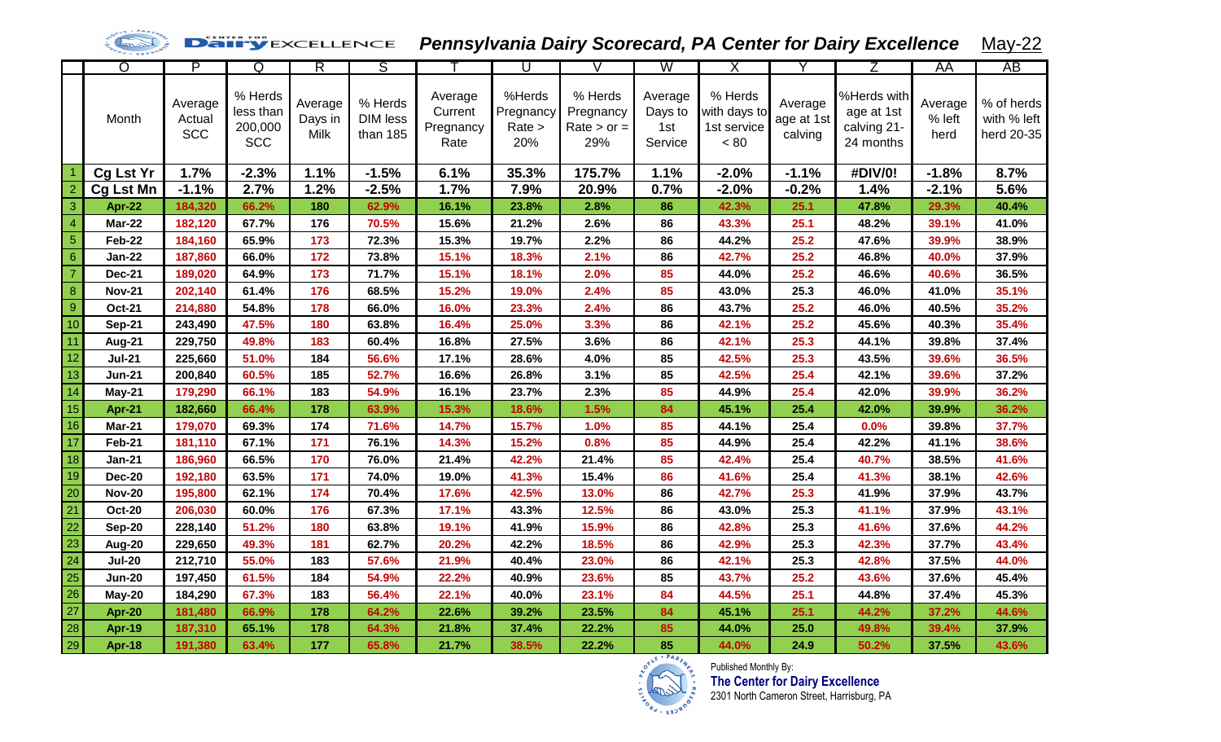# Pennsylvania Dairy Scorecard, PA Center for Dairy Excellence — May-22

| | O | P | Q | R | S | T | U | V | W | X | Y | Z | AA | AB |
|---|---|---|---|---|---|---|---|---|---|---|---|---|---|---|
| | Month | Average Actual SCC | % Herds less than 200,000 SCC | Average Days in Milk | % Herds DIM less than 185 | Average Current Pregnancy Rate | %Herds Pregnancy Rate > 20% | % Herds Pregnancy Rate > or = 29% | Average Days to 1st Service | % Herds with days to 1st service < 80 | Average age at 1st calving | %Herds with age at 1st calving 21-24 months | Average % left herd | % of herds with % left herd 20-35 |
| 1 | **Cg Lst Yr** | 1.7% | -2.3% | 1.1% | -1.5% | 6.1% | 35.3% | 175.7% | 1.1% | -2.0% | -1.1% | #DIV/0! | -1.8% | 8.7% |
| 2 | **Cg Lst Mn** | -1.1% | 2.7% | 1.2% | -2.5% | 1.7% | 7.9% | 20.9% | 0.7% | -2.0% | -0.2% | 1.4% | -2.1% | 5.6% |
| 3 | **Apr-22** | 184,320 | 66.2% | 180 | 62.9% | 16.1% | 23.8% | 2.8% | 86 | 42.3% | 25.1 | 47.8% | 29.3% | 40.4% |
| 4 | **Mar-22** | 182,120 | 67.7% | 176 | 70.5% | 15.6% | 21.2% | 2.6% | 86 | 43.3% | 25.1 | 48.2% | 39.1% | 41.0% |
| 5 | **Feb-22** | 184,160 | 65.9% | 173 | 72.3% | 15.3% | 19.7% | 2.2% | 86 | 44.2% | 25.2 | 47.6% | 39.9% | 38.9% |
| 6 | **Jan-22** | 187,860 | 66.0% | 172 | 73.8% | 15.1% | 18.3% | 2.1% | 86 | 42.7% | 25.2 | 46.8% | 40.0% | 37.9% |
| 7 | **Dec-21** | 189,020 | 64.9% | 173 | 71.7% | 15.1% | 18.1% | 2.0% | 85 | 44.0% | 25.2 | 46.6% | 40.6% | 36.5% |
| 8 | **Nov-21** | 202,140 | 61.4% | 176 | 68.5% | 15.2% | 19.0% | 2.4% | 85 | 43.0% | 25.3 | 46.0% | 41.0% | 35.1% |
| 9 | **Oct-21** | 214,880 | 54.8% | 178 | 66.0% | 16.0% | 23.3% | 2.4% | 86 | 43.7% | 25.2 | 46.0% | 40.5% | 35.2% |
| 10 | **Sep-21** | 243,490 | 47.5% | 180 | 63.8% | 16.4% | 25.0% | 3.3% | 86 | 42.1% | 25.2 | 45.6% | 40.3% | 35.4% |
| 11 | **Aug-21** | 229,750 | 49.8% | 183 | 60.4% | 16.8% | 27.5% | 3.6% | 86 | 42.1% | 25.3 | 44.1% | 39.8% | 37.4% |
| 12 | **Jul-21** | 225,660 | 51.0% | 184 | 56.6% | 17.1% | 28.6% | 4.0% | 85 | 42.5% | 25.3 | 43.5% | 39.6% | 36.5% |
| 13 | **Jun-21** | 200,840 | 60.5% | 185 | 52.7% | 16.6% | 26.8% | 3.1% | 85 | 42.5% | 25.4 | 42.1% | 39.6% | 37.2% |
| 14 | **May-21** | 179,290 | 66.1% | 183 | 54.9% | 16.1% | 23.7% | 2.3% | 85 | 44.9% | 25.4 | 42.0% | 39.9% | 36.2% |
| 15 | **Apr-21** | 182,660 | 66.4% | 178 | 63.9% | 15.3% | 18.6% | 1.5% | 84 | 45.1% | 25.4 | 42.0% | 39.9% | 36.2% |
| 16 | **Mar-21** | 179,070 | 69.3% | 174 | 71.6% | 14.7% | 15.7% | 1.0% | 85 | 44.1% | 25.4 | 0.0% | 39.8% | 37.7% |
| 17 | **Feb-21** | 181,110 | 67.1% | 171 | 76.1% | 14.3% | 15.2% | 0.8% | 85 | 44.9% | 25.4 | 42.2% | 41.1% | 38.6% |
| 18 | **Jan-21** | 186,960 | 66.5% | 170 | 76.0% | 21.4% | 42.2% | 21.4% | 85 | 42.4% | 25.4 | 40.7% | 38.5% | 41.6% |
| 19 | **Dec-20** | 192,180 | 63.5% | 171 | 74.0% | 19.0% | 41.3% | 15.4% | 86 | 41.6% | 25.4 | 41.3% | 38.1% | 42.6% |
| 20 | **Nov-20** | 195,800 | 62.1% | 174 | 70.4% | 17.6% | 42.5% | 13.0% | 86 | 42.7% | 25.3 | 41.9% | 37.9% | 43.7% |
| 21 | **Oct-20** | 206,030 | 60.0% | 176 | 67.3% | 17.1% | 43.3% | 12.5% | 86 | 43.0% | 25.3 | 41.1% | 37.9% | 43.1% |
| 22 | **Sep-20** | 228,140 | 51.2% | 180 | 63.8% | 19.1% | 41.9% | 15.9% | 86 | 42.8% | 25.3 | 41.6% | 37.6% | 44.2% |
| 23 | **Aug-20** | 229,650 | 49.3% | 181 | 62.7% | 20.2% | 42.2% | 18.5% | 86 | 42.9% | 25.3 | 42.3% | 37.7% | 43.4% |
| 24 | **Jul-20** | 212,710 | 55.0% | 183 | 57.6% | 21.9% | 40.4% | 23.0% | 86 | 42.1% | 25.3 | 42.8% | 37.5% | 44.0% |
| 25 | **Jun-20** | 197,450 | 61.5% | 184 | 54.9% | 22.2% | 40.9% | 23.6% | 85 | 43.7% | 25.2 | 43.6% | 37.6% | 45.4% |
| 26 | **May-20** | 184,290 | 67.3% | 183 | 56.4% | 22.1% | 40.0% | 23.1% | 84 | 44.5% | 25.1 | 44.8% | 37.4% | 45.3% |
| 27 | **Apr-20** | 181,480 | 66.9% | 178 | 64.2% | 22.6% | 39.2% | 23.5% | 84 | 45.1% | 25.1 | 44.2% | 37.2% | 44.6% |
| 28 | **Apr-19** | 187,310 | 65.1% | 178 | 64.3% | 21.8% | 37.4% | 22.2% | 85 | 44.0% | 25.0 | 49.8% | 39.4% | 37.9% |
| 29 | **Apr-18** | 191,380 | 63.4% | 177 | 65.8% | 21.7% | 38.5% | 22.2% | 85 | 44.0% | 24.9 | 50.2% | 37.5% | 43.6% |

Published Monthly By:
**The Center for Dairy Excellence**
2301 North Cameron Street, Harrisburg, PA